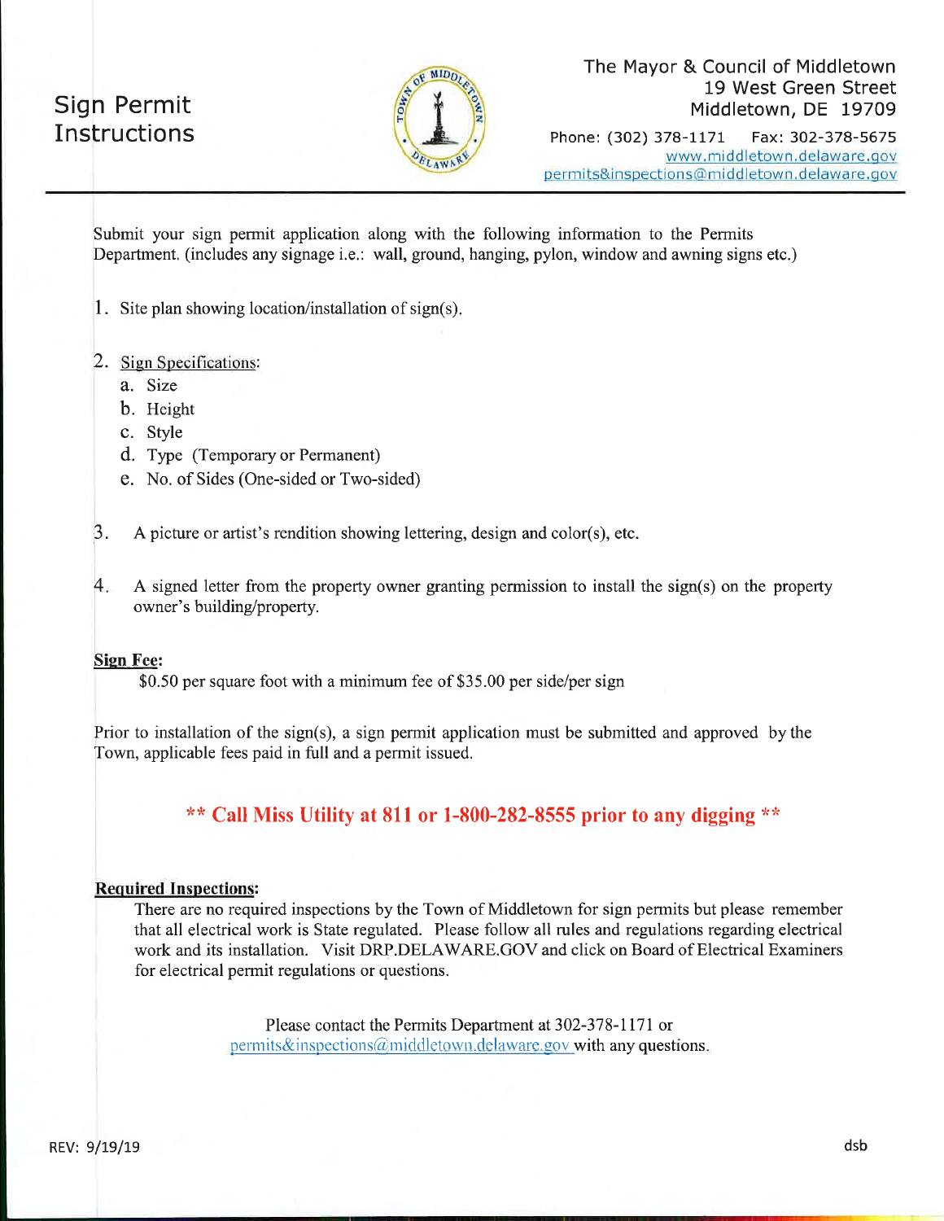# Sign Permit Instructions

The Mayor & Council of Middletown
19 West Green Street
Middletown, DE 19709

Phone: (302) 378-1171 Fax: 302-378-5675
www.middletown.delaware.gov
permits&inspections@middletown.delaware.gov

Submit your sign permit application along with the following information to the Permits Department. (includes any signage i.e.: wall, ground, hanging, pylon, window and awning signs etc.)

1. Site plan showing location/installation of sign(s).

2. Sign Specifications:
   a. Size
   b. Height
   c. Style
   d. Type (Temporary or Permanent)
   e. No. of Sides (One-sided or Two-sided)

3. A picture or artist's rendition showing lettering, design and color(s), etc.

4. A signed letter from the property owner granting permission to install the sign(s) on the property owner's building/property.

**Sign Fee:**

$0.50 per square foot with a minimum fee of $35.00 per side/per sign

Prior to installation of the sign(s), a sign permit application must be submitted and approved by the Town, applicable fees paid in full and a permit issued.

**\*\* Call Miss Utility at 811 or 1-800-282-8555 prior to any digging \*\***

**Required Inspections:**

There are no required inspections by the Town of Middletown for sign permits but please remember that all electrical work is State regulated. Please follow all rules and regulations regarding electrical work and its installation. Visit DRP.DELAWARE.GOV and click on Board of Electrical Examiners for electrical permit regulations or questions.

Please contact the Permits Department at 302-378-1171 or permits&inspections@middletown.delaware.gov with any questions.

REV: 9/19/19 dsb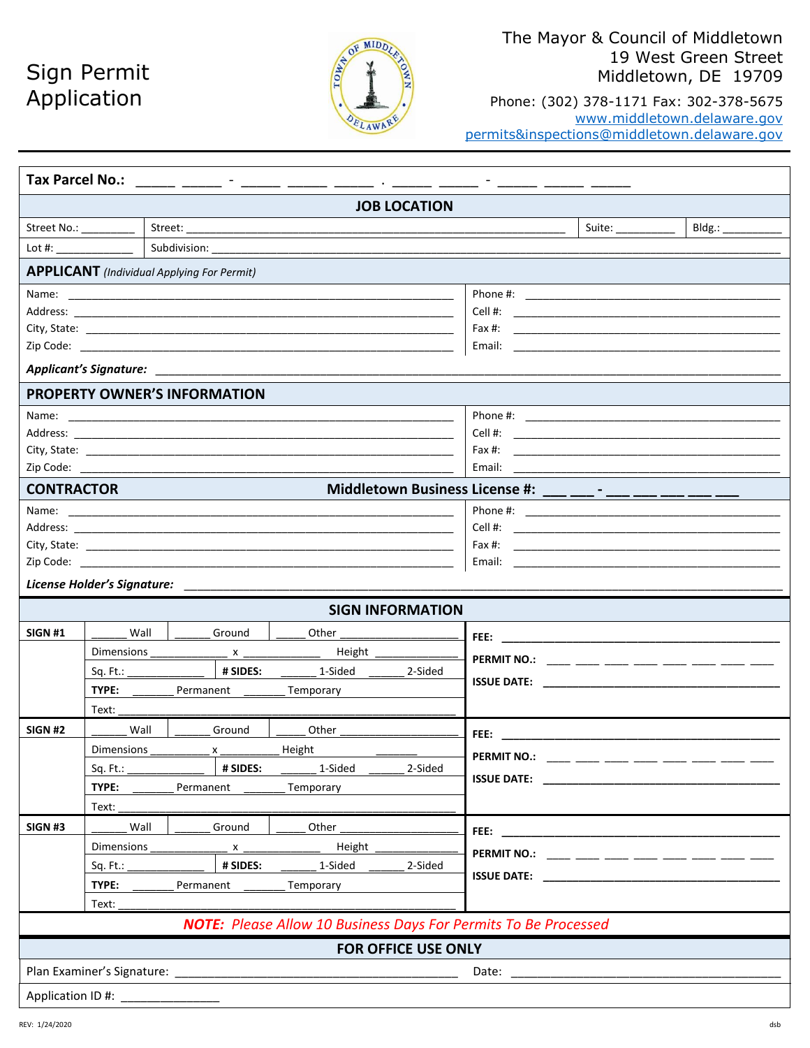# Sign Permit Application

The Mayor & Council of Middletown
19 West Green Street
Middletown, DE 19709

Phone: (302) 378-1171 Fax: 302-378-5675
www.middletown.delaware.gov
permits&inspections@middletown.delaware.gov

**Tax Parcel No.:** _____ _____ - _____ _____ _____ . _____ _____ - _____ _____ _____

## JOB LOCATION

| | | | |
|---|---|---|---|
| Street No.: _________ | Street: _______________________________ | Suite: __________ | Bldg.: __________ |
| Lot #: _____________ | Subdivision: _______________________________ | | |

## APPLICANT *(Individual Applying For Permit)*

| | |
|---|---|
| Name: ______________________________ | Phone #: ______________________________ |
| Address: ______________________________ | Cell #: ______________________________ |
| City, State: ______________________________ | Fax #: ______________________________ |
| Zip Code: ______________________________ | Email: ______________________________ |

***Applicant's Signature:*** ______________________________

## PROPERTY OWNER'S INFORMATION

| | |
|---|---|
| Name: ______________________________ | Phone #: ______________________________ |
| Address: ______________________________ | Cell #: ______________________________ |
| City, State: ______________________________ | Fax #: ______________________________ |
| Zip Code: ______________________________ | Email: ______________________________ |

## CONTRACTOR

**Middletown Business License #:** ___ ___ - ___ ___ ___ ___ ___

| | |
|---|---|
| Name: ______________________________ | Phone #: ______________________________ |
| Address: ______________________________ | Cell #: ______________________________ |
| City, State: ______________________________ | Fax #: ______________________________ |
| Zip Code: ______________________________ | Email: ______________________________ |

***License Holder's Signature:*** ______________________________

## SIGN INFORMATION

| | | |
|---|---|---|
| **SIGN #1** | ______ Wall ______ Ground _____ Other __________________ | **FEE:** ______________________________ |
| | Dimensions ______________ x ______________ Height ______________ | **PERMIT NO.:** ___ ___ ___ ___ ___ ___ ___ ___ |
| | Sq. Ft.: ______________ **# SIDES:** ______ 1-Sided ______ 2-Sided | **ISSUE DATE:** ______________________________ |
| | **TYPE:** _______ Permanent _______ Temporary | |
| | Text: ______________________________ | |
| **SIGN #2** | ______ Wall ______ Ground _____ Other __________________ | **FEE:** ______________________________ |
| | Dimensions __________ x __________ Height _______ | **PERMIT NO.:** ___ ___ ___ ___ ___ ___ ___ ___ |
| | Sq. Ft.: ______________ **# SIDES:** ______ 1-Sided ______ 2-Sided | **ISSUE DATE:** ______________________________ |
| | **TYPE:** _______ Permanent _______ Temporary | |
| | Text: ______________________________ | |
| **SIGN #3** | ______ Wall ______ Ground _____ Other __________________ | **FEE:** ______________________________ |
| | Dimensions ______________ x ______________ Height ______________ | **PERMIT NO.:** ___ ___ ___ ___ ___ ___ ___ ___ |
| | Sq. Ft.: ______________ **# SIDES:** ______ 1-Sided ______ 2-Sided | **ISSUE DATE:** ______________________________ |
| | **TYPE:** _______ Permanent _______ Temporary | |
| | Text: ______________________________ | |

***NOTE: Please Allow 10 Business Days For Permits To Be Processed***

## FOR OFFICE USE ONLY

Plan Examiner's Signature: ______________________________ Date: ______________________________

Application ID #: _______________

REV: 1/24/2020 dsb